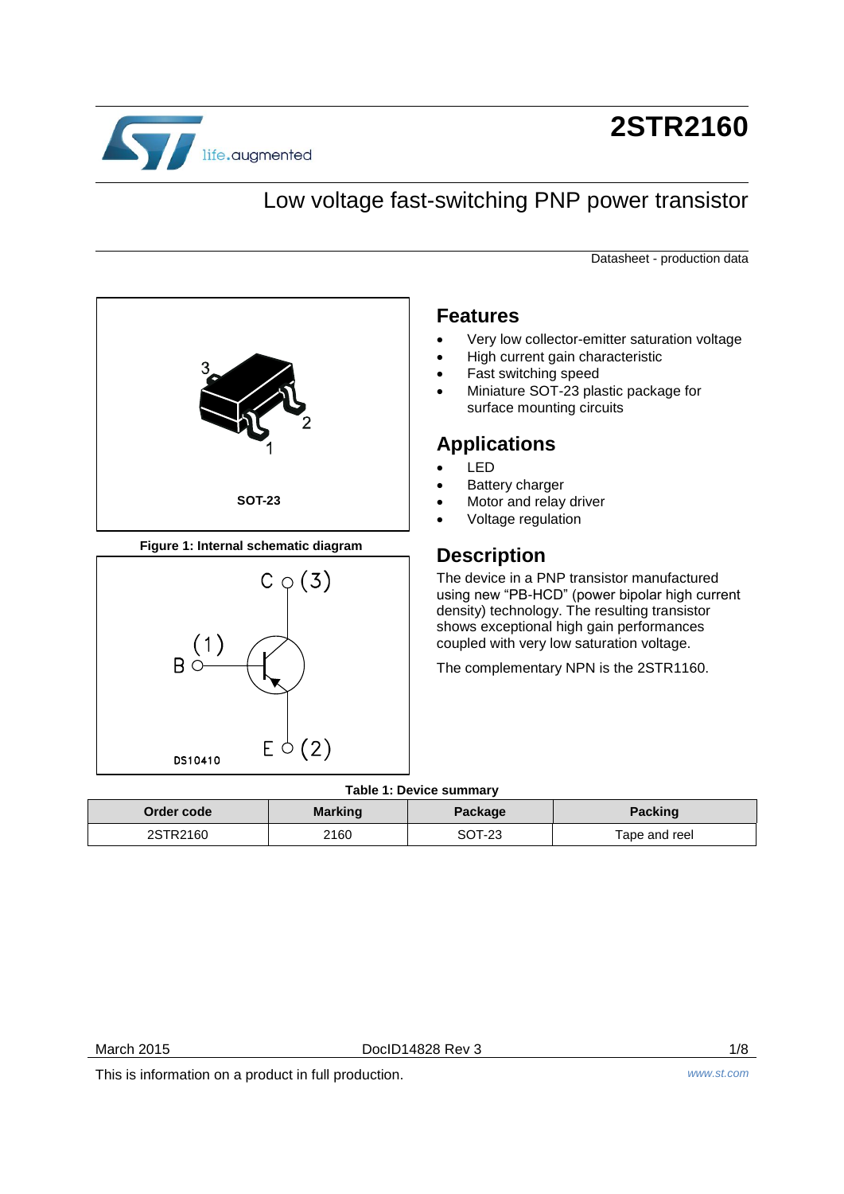# 2STR2160

## Low voltage fast-switching PNP power transistor

Datasheet - production data

SOT-23

Figure 1: Internal schematic diagram

## Features

- Very low collector-emitter saturation voltage
- High current gain characteristic
- Fast switching speed
- Miniature SOT-23 plastic package for surface mounting circuits

## Applications

- LED
- Battery charger
- Motor and relay driver
- Voltage regulation

## Description

The device in a PNP transistor manufactured using new "PB-HCD" (power bipolar high current density) technology. The resulting transistor shows exceptional high gain performances coupled with very low saturation voltage.

The complementary NPN is the 2STR1160.

Table 1: Device summary

| Order code | Marking | Package | Packing |
|---|---|---|---|
| 2STR2160 | 2160 | SOT-23 | Tape and reel |

March 2015 DocID14828 Rev 3

This is information on a product in full production.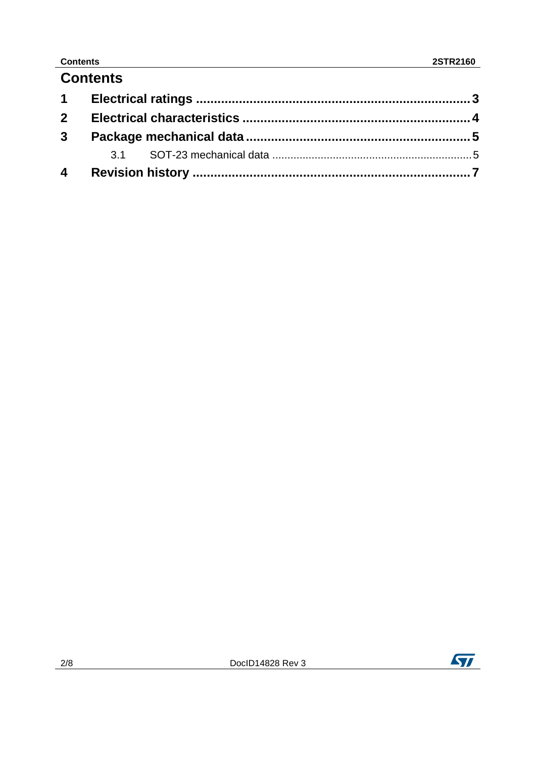# Contents

1 Electrical ratings ........................................................................ 3

2 Electrical characteristics .............................................................. 4

3 Package mechanical data ............................................................. 5

  3.1 SOT-23 mechanical data ......................................................... 5

4 Revision history ........................................................................... 7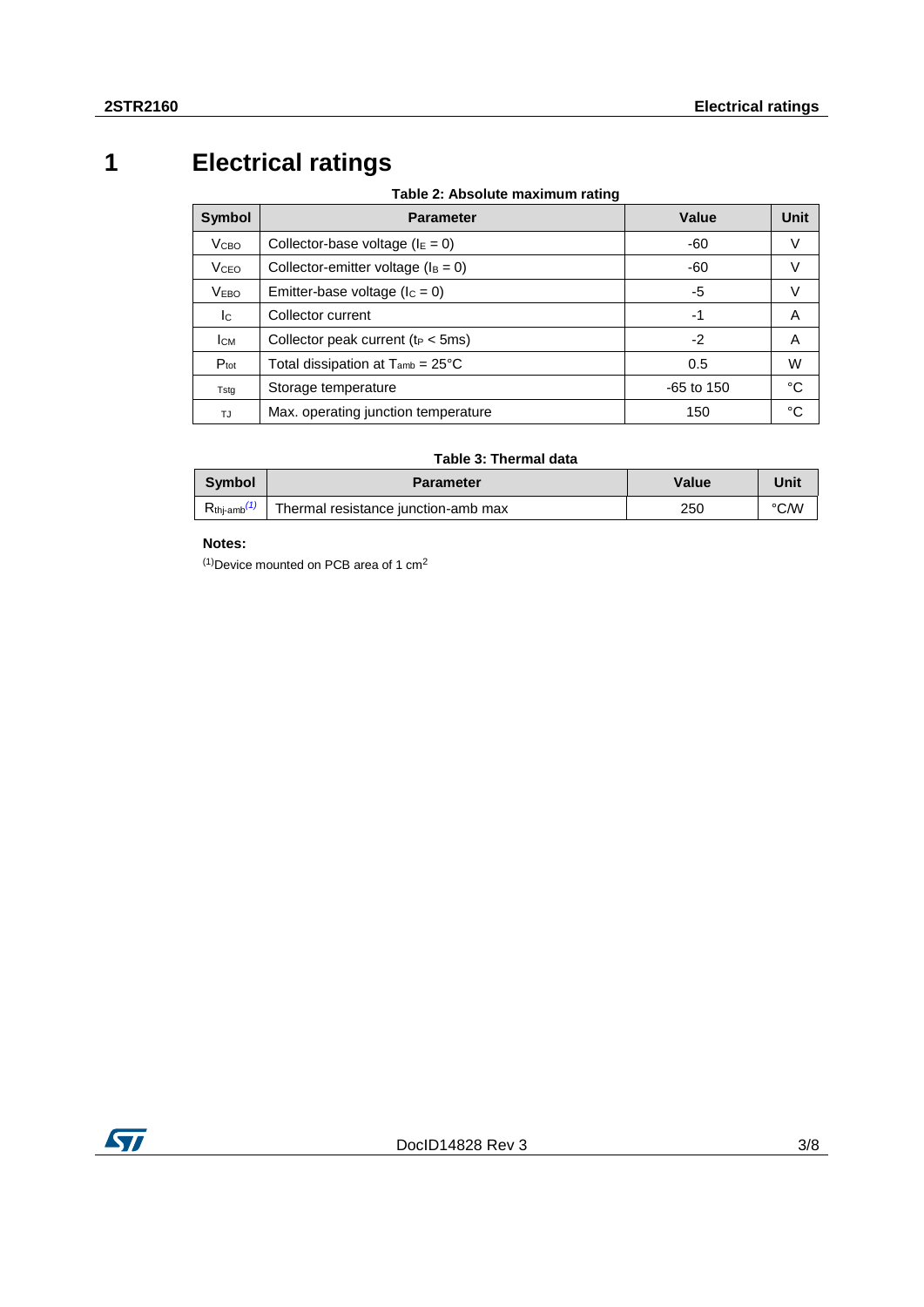# 1 Electrical ratings

**Table 2: Absolute maximum rating**

| Symbol | Parameter | Value | Unit |
|---|---|---|---|
| $V_{CBO}$ | Collector-base voltage ($I_E = 0$) | -60 | V |
| $V_{CEO}$ | Collector-emitter voltage ($I_B = 0$) | -60 | V |
| $V_{EBO}$ | Emitter-base voltage ($I_C = 0$) | -5 | V |
| $I_C$ | Collector current | -1 | A |
| $I_{CM}$ | Collector peak current ($t_P$ < 5ms) | -2 | A |
| $P_{tot}$ | Total dissipation at $T_{amb}$ = 25°C | 0.5 | W |
| Tstg | Storage temperature | -65 to 150 | °C |
| TJ | Max. operating junction temperature | 150 | °C |

**Table 3: Thermal data**

| Symbol | Parameter | Value | Unit |
|---|---|---|---|
| $R_{thj-amb}$ (1) | Thermal resistance junction-amb max | 250 | °C/W |

**Notes:**

(1)Device mounted on PCB area of 1 $cm^2$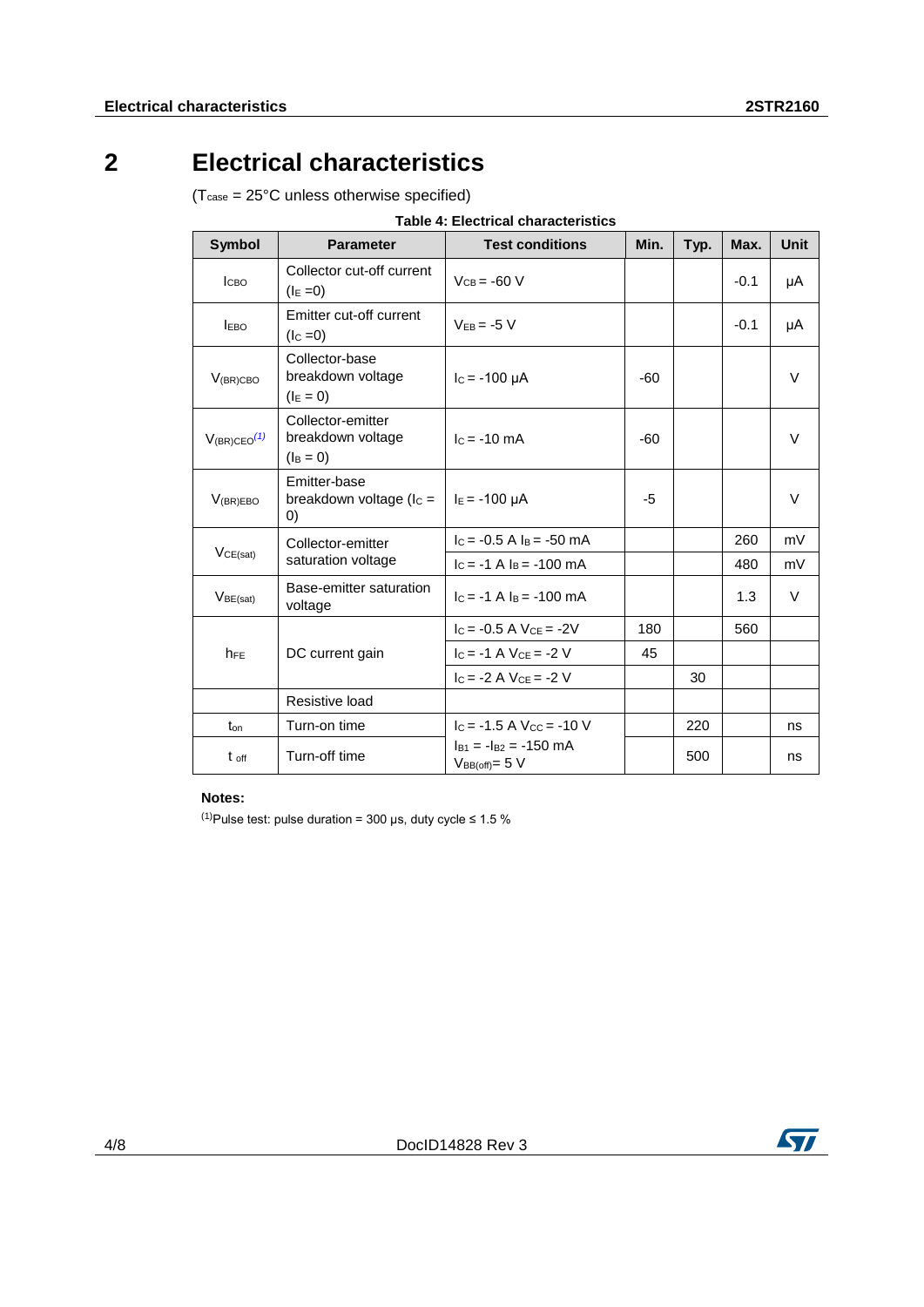# 2 Electrical characteristics

($T_{case}$ = 25°C unless otherwise specified)

**Table 4: Electrical characteristics**

| Symbol | Parameter | Test conditions | Min. | Typ. | Max. | Unit |
|---|---|---|---|---|---|---|
| $I_{CBO}$ | Collector cut-off current ($I_E$ =0) | $V_{CB}$ = -60 V | | | -0.1 | µA |
| $I_{EBO}$ | Emitter cut-off current ($I_C$ =0) | $V_{EB}$ = -5 V | | | -0.1 | µA |
| $V_{(BR)CBO}$ | Collector-base breakdown voltage ($I_E$ = 0) | $I_C$ = -100 µA | -60 | | | V |
| $V_{(BR)CEO}$[(1)] | Collector-emitter breakdown voltage ($I_B$ = 0) | $I_C$ = -10 mA | -60 | | | V |
| $V_{(BR)EBO}$ | Emitter-base breakdown voltage ($I_C$ = 0) | $I_E$ = -100 µA | -5 | | | V |
| $V_{CE(sat)}$ | Collector-emitter saturation voltage | $I_C$ = -0.5 A $I_B$ = -50 mA | | | 260 | mV |
| | | $I_C$ = -1 A $I_B$ = -100 mA | | | 480 | mV |
| $V_{BE(sat)}$ | Base-emitter saturation voltage | $I_C$ = -1 A $I_B$ = -100 mA | | | 1.3 | V |
| $h_{FE}$ | DC current gain | $I_C$ = -0.5 A $V_{CE}$ = -2V | 180 | | 560 | |
| | | $I_C$ = -1 A $V_{CE}$ = -2 V | 45 | | | |
| | | $I_C$ = -2 A $V_{CE}$ = -2 V | | 30 | | |
| | Resistive load | | | | | |
| $t_{on}$ | Turn-on time | $I_C$ = -1.5 A $V_{CC}$ = -10 V | | 220 | | ns |
| $t_{off}$ | Turn-off time | $I_{B1}$ = $-I_{B2}$ = -150 mA $V_{BB(off)}$= 5 V | | 500 | | ns |

**Notes:**

(1)Pulse test: pulse duration = 300 µs, duty cycle ≤ 1.5 %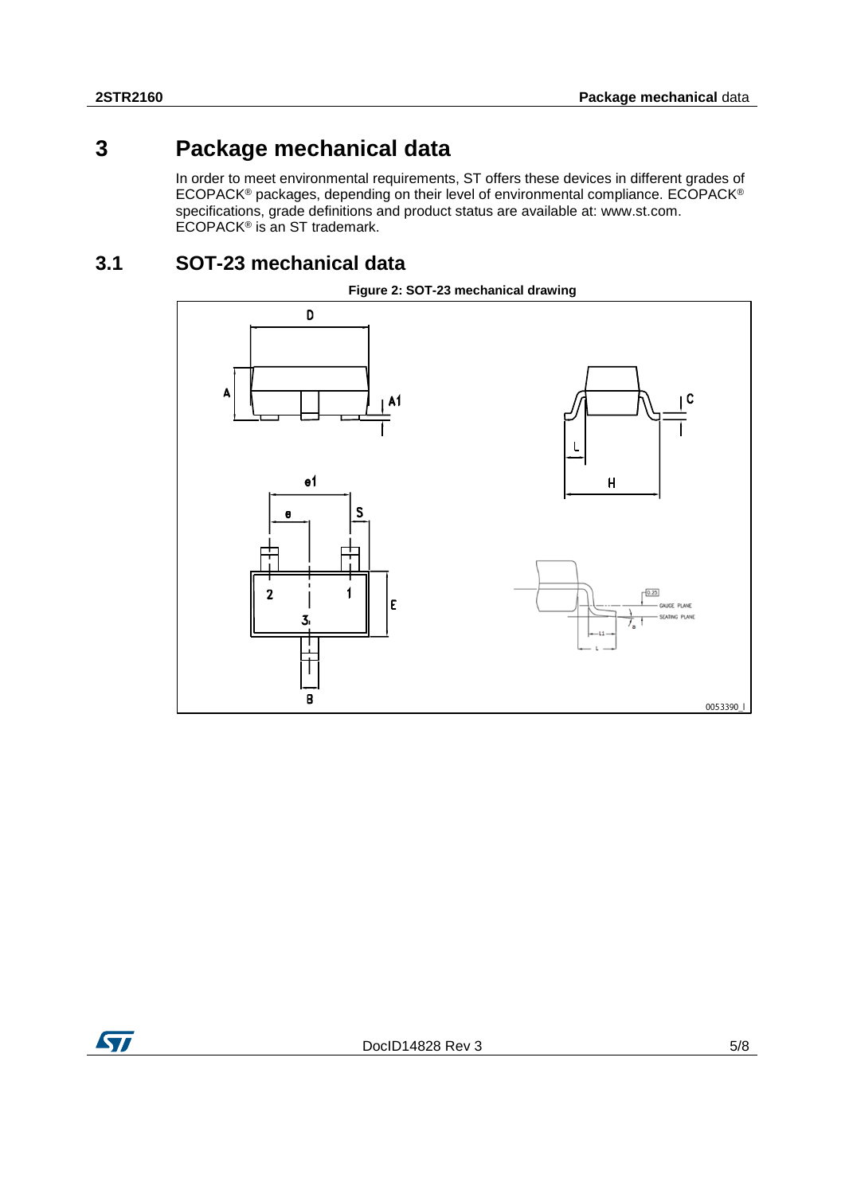# 3 Package mechanical data

In order to meet environmental requirements, ST offers these devices in different grades of ECOPACK® packages, depending on their level of environmental compliance. ECOPACK® specifications, grade definitions and product status are available at: www.st.com. ECOPACK® is an ST trademark.

## 3.1 SOT-23 mechanical data

**Figure 2: SOT-23 mechanical drawing**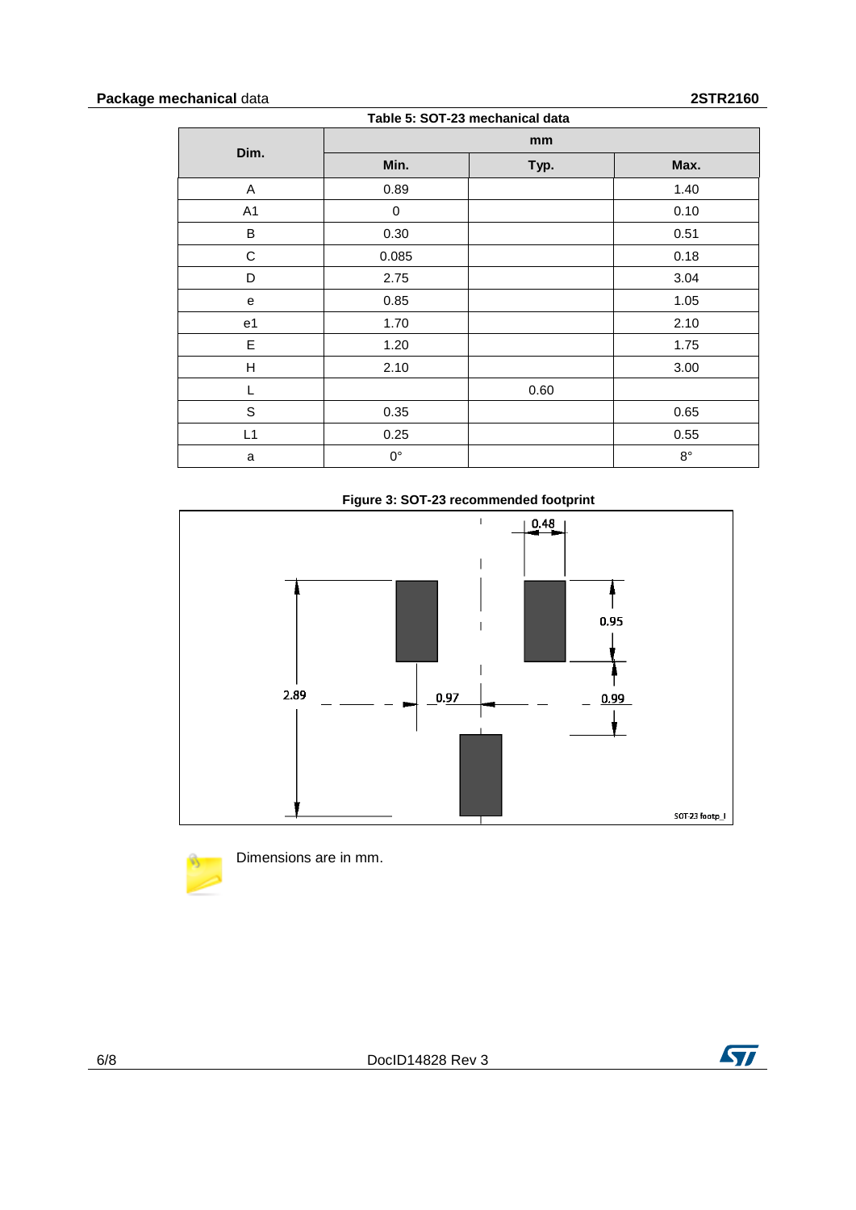Table 5: SOT-23 mechanical data

| Dim. | mm | | |
|---|---|---|---|
| | Min. | Typ. | Max. |
| A | 0.89 | | 1.40 |
| A1 | 0 | | 0.10 |
| B | 0.30 | | 0.51 |
| C | 0.085 | | 0.18 |
| D | 2.75 | | 3.04 |
| e | 0.85 | | 1.05 |
| e1 | 1.70 | | 2.10 |
| E | 1.20 | | 1.75 |
| H | 2.10 | | 3.00 |
| L | | 0.60 | |
| S | 0.35 | | 0.65 |
| L1 | 0.25 | | 0.55 |
| a | 0° | | 8° |

Figure 3: SOT-23 recommended footprint

Dimensions are in mm.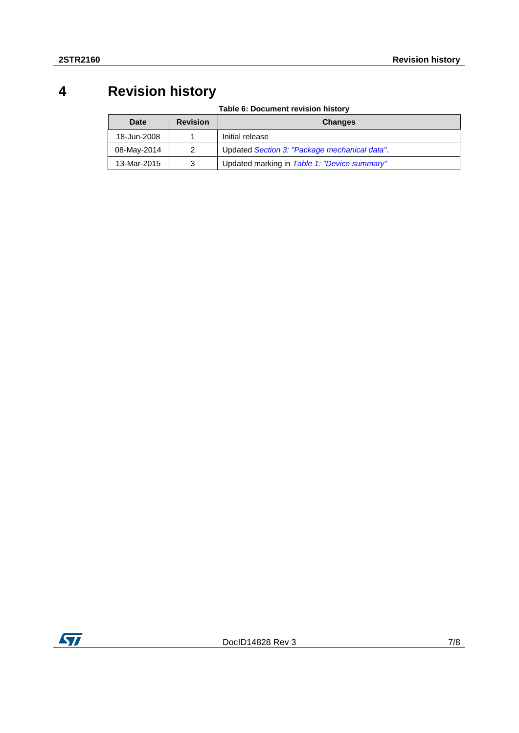# 4 Revision history

Table 6: Document revision history

| Date | Revision | Changes |
|---|---|---|
| 18-Jun-2008 | 1 | Initial release |
| 08-May-2014 | 2 | Updated *Section 3: "Package mechanical data"*. |
| 13-Mar-2015 | 3 | Updated marking in *Table 1: "Device summary"* |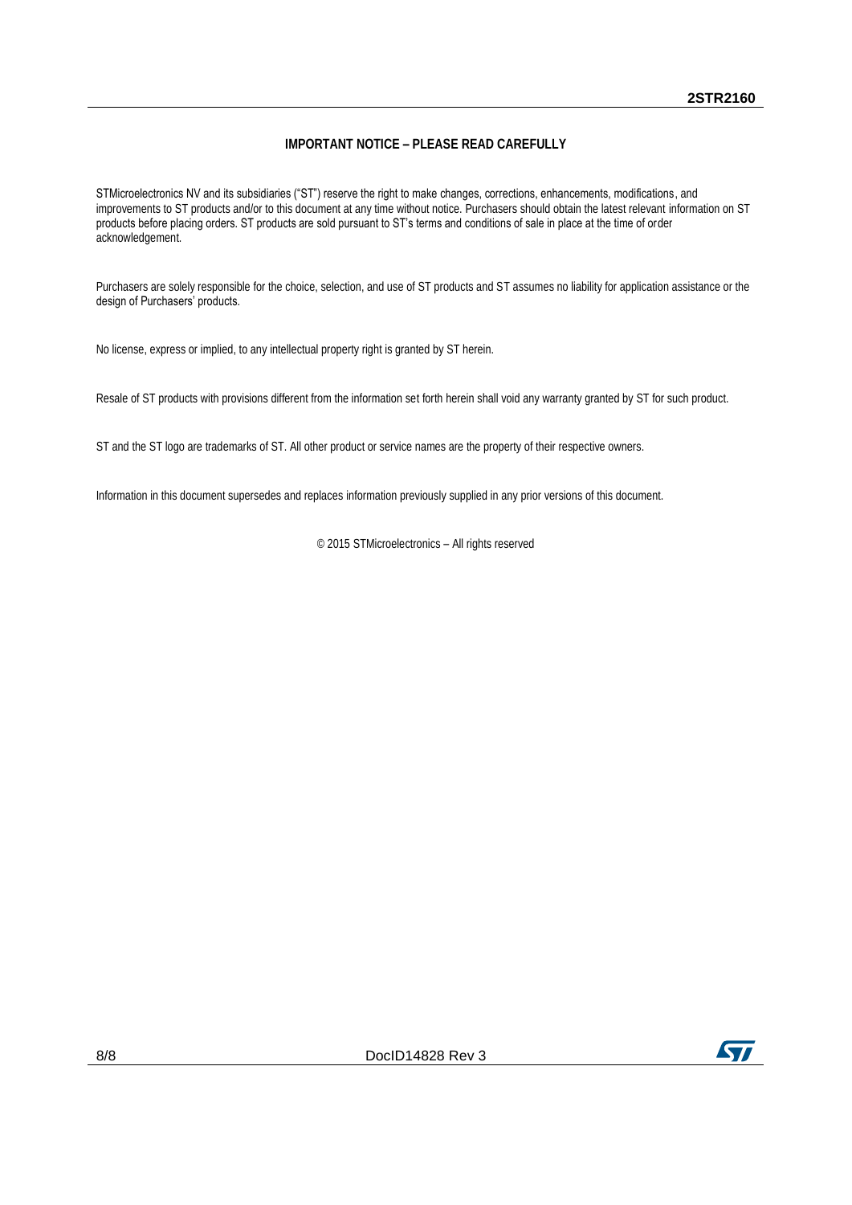## IMPORTANT NOTICE – PLEASE READ CAREFULLY

STMicroelectronics NV and its subsidiaries ("ST") reserve the right to make changes, corrections, enhancements, modifications, and improvements to ST products and/or to this document at any time without notice. Purchasers should obtain the latest relevant information on ST products before placing orders. ST products are sold pursuant to ST's terms and conditions of sale in place at the time of order acknowledgement.

Purchasers are solely responsible for the choice, selection, and use of ST products and ST assumes no liability for application assistance or the design of Purchasers' products.

No license, express or implied, to any intellectual property right is granted by ST herein.

Resale of ST products with provisions different from the information set forth herein shall void any warranty granted by ST for such product.

ST and the ST logo are trademarks of ST. All other product or service names are the property of their respective owners.

Information in this document supersedes and replaces information previously supplied in any prior versions of this document.

© 2015 STMicroelectronics – All rights reserved